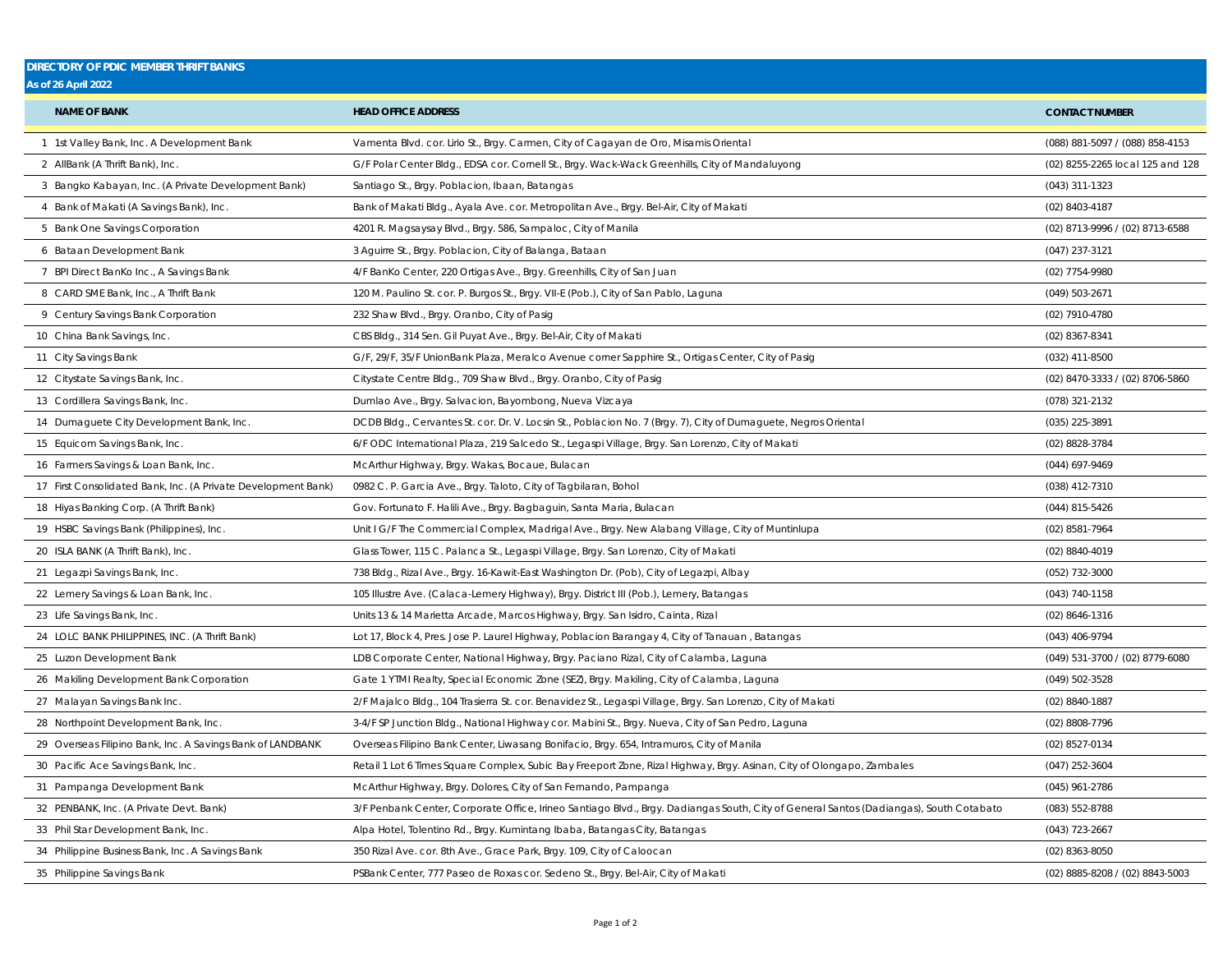**DIRECTORY OF PDIC MEMBER THRIFT BANKS**
**As of 26 April 2022**

| | NAME OF BANK | HEAD OFFICE ADDRESS | CONTACT NUMBER |
|---|---|---|---|
| 1 | 1st Valley Bank, Inc. A Development Bank | Vamenta Blvd. cor. Lirio St., Brgy. Carmen, City of Cagayan de Oro, Misamis Oriental | (088) 881-5097 / (088) 858-4153 |
| 2 | AllBank (A Thrift Bank), Inc. | G/F Polar Center Bldg., EDSA cor. Cornell St., Brgy. Wack-Wack Greenhills, City of Mandaluyong | (02) 8255-2265 local 125 and 128 |
| 3 | Bangko Kabayan, Inc. (A Private Development Bank) | Santiago St., Brgy. Poblacion, Ibaan, Batangas | (043) 311-1323 |
| 4 | Bank of Makati (A Savings Bank), Inc. | Bank of Makati Bldg., Ayala Ave. cor. Metropolitan Ave., Brgy. Bel-Air, City of Makati | (02) 8403-4187 |
| 5 | Bank One Savings Corporation | 4201 R. Magsaysay Blvd., Brgy. 586, Sampaloc, City of Manila | (02) 8713-9996 / (02) 8713-6588 |
| 6 | Bataan Development Bank | 3 Aguirre St., Brgy. Poblacion, City of Balanga, Bataan | (047) 237-3121 |
| 7 | BPI Direct BanKo Inc., A Savings Bank | 4/F BanKo Center, 220 Ortigas Ave., Brgy. Greenhills, City of San Juan | (02) 7754-9980 |
| 8 | CARD SME Bank, Inc., A Thrift Bank | 120 M. Paulino St. cor. P. Burgos St., Brgy. VII-E (Pob.), City of San Pablo, Laguna | (049) 503-2671 |
| 9 | Century Savings Bank Corporation | 232 Shaw Blvd., Brgy. Oranbo, City of Pasig | (02) 7910-4780 |
| 10 | China Bank Savings, Inc. | CBS Bldg., 314 Sen. Gil Puyat Ave., Brgy. Bel-Air, City of Makati | (02) 8367-8341 |
| 11 | City Savings Bank | G/F, 29/F, 35/F UnionBank Plaza, Meralco Avenue corner Sapphire St., Ortigas Center, City of Pasig | (032) 411-8500 |
| 12 | Citystate Savings Bank, Inc. | Citystate Centre Bldg., 709 Shaw Blvd., Brgy. Oranbo, City of Pasig | (02) 8470-3333 / (02) 8706-5860 |
| 13 | Cordillera Savings Bank, Inc. | Dumlao Ave., Brgy. Salvacion, Bayombong, Nueva Vizcaya | (078) 321-2132 |
| 14 | Dumaguete City Development Bank, Inc. | DCDB Bldg., Cervantes St. cor. Dr. V. Locsin St., Poblacion No. 7 (Brgy. 7), City of Dumaguete, Negros Oriental | (035) 225-3891 |
| 15 | Equicom Savings Bank, Inc. | 6/F ODC International Plaza, 219 Salcedo St., Legaspi Village, Brgy. San Lorenzo, City of Makati | (02) 8828-3784 |
| 16 | Farmers Savings & Loan Bank, Inc. | McArthur Highway, Brgy. Wakas, Bocaue, Bulacan | (044) 697-9469 |
| 17 | First Consolidated Bank, Inc. (A Private Development Bank) | 0982 C. P. Garcia Ave., Brgy. Taloto, City of Tagbilaran, Bohol | (038) 412-7310 |
| 18 | Hiyas Banking Corp. (A Thrift Bank) | Gov. Fortunato F. Halili Ave., Brgy. Bagbaguin, Santa Maria, Bulacan | (044) 815-5426 |
| 19 | HSBC Savings Bank (Philippines), Inc. | Unit I G/F The Commercial Complex, Madrigal Ave., Brgy. New Alabang Village, City of Muntinlupa | (02) 8581-7964 |
| 20 | ISLA BANK (A Thrift Bank), Inc. | Glass Tower, 115 C. Palanca St., Legaspi Village, Brgy. San Lorenzo, City of Makati | (02) 8840-4019 |
| 21 | Legazpi Savings Bank, Inc. | 738 Bldg., Rizal Ave., Brgy. 16-Kawit-East Washington Dr. (Pob), City of Legazpi, Albay | (052) 732-3000 |
| 22 | Lemery Savings & Loan Bank, Inc. | 105 Illustre Ave. (Calaca-Lemery Highway), Brgy. District III (Pob.), Lemery, Batangas | (043) 740-1158 |
| 23 | Life Savings Bank, Inc. | Units 13 & 14 Marietta Arcade, Marcos Highway, Brgy. San Isidro, Cainta, Rizal | (02) 8646-1316 |
| 24 | LOLC BANK PHILIPPINES, INC. (A Thrift Bank) | Lot 17, Block 4, Pres. Jose P. Laurel Highway, Poblacion Barangay 4, City of Tanauan , Batangas | (043) 406-9794 |
| 25 | Luzon Development Bank | LDB Corporate Center, National Highway, Brgy. Paciano Rizal, City of Calamba, Laguna | (049) 531-3700 / (02) 8779-6080 |
| 26 | Makiling Development Bank Corporation | Gate 1 YTMI Realty, Special Economic Zone (SEZ), Brgy. Makiling, City of Calamba, Laguna | (049) 502-3528 |
| 27 | Malayan Savings Bank Inc. | 2/F Majalco Bldg., 104 Trasierra St. cor. Benavidez St., Legaspi Village, Brgy. San Lorenzo, City of Makati | (02) 8840-1887 |
| 28 | Northpoint Development Bank, Inc. | 3-4/F SP Junction Bldg., National Highway cor. Mabini St., Brgy. Nueva, City of San Pedro, Laguna | (02) 8808-7796 |
| 29 | Overseas Filipino Bank, Inc. A Savings Bank of LANDBANK | Overseas Filipino Bank Center, Liwasang Bonifacio, Brgy. 654, Intramuros, City of Manila | (02) 8527-0134 |
| 30 | Pacific Ace Savings Bank, Inc. | Retail 1 Lot 6 Times Square Complex, Subic Bay Freeport Zone, Rizal Highway, Brgy. Asinan, City of Olongapo, Zambales | (047) 252-3604 |
| 31 | Pampanga Development Bank | McArthur Highway, Brgy. Dolores, City of San Fernando, Pampanga | (045) 961-2786 |
| 32 | PENBANK, Inc. (A Private Devt. Bank) | 3/F Penbank Center, Corporate Office, Irineo Santiago Blvd., Brgy. Dadiangas South, City of General Santos (Dadiangas), South Cotabato | (083) 552-8788 |
| 33 | Phil Star Development Bank, Inc. | Alpa Hotel, Tolentino Rd., Brgy. Kumintang Ibaba, Batangas City, Batangas | (043) 723-2667 |
| 34 | Philippine Business Bank, Inc. A Savings Bank | 350 Rizal Ave. cor. 8th Ave., Grace Park, Brgy. 109, City of Caloocan | (02) 8363-8050 |
| 35 | Philippine Savings Bank | PSBank Center, 777 Paseo de Roxas cor. Sedeno St., Brgy. Bel-Air, City of Makati | (02) 8885-8208 / (02) 8843-5003 |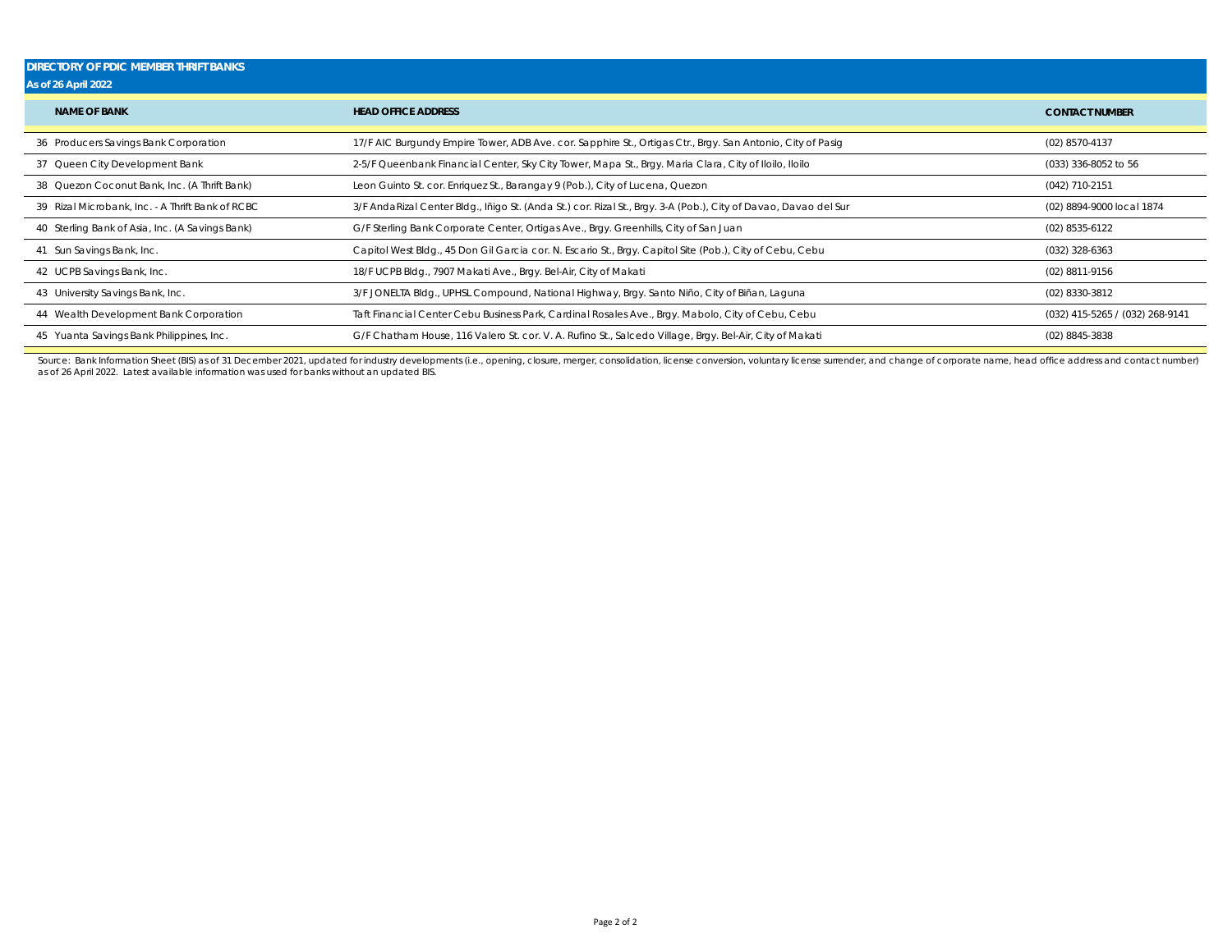**DIRECTORY OF PDIC MEMBER THRIFT BANKS**
**As of 26 April 2022**

| NAME OF BANK | HEAD OFFICE ADDRESS | CONTACT NUMBER |
|---|---|---|
| 36 Producers Savings Bank Corporation | 17/F AIC Burgundy Empire Tower, ADB Ave. cor. Sapphire St., Ortigas Ctr., Brgy. San Antonio, City of Pasig | (02) 8570-4137 |
| 37 Queen City Development Bank | 2-5/F Queenbank Financial Center, Sky City Tower, Mapa St., Brgy. Maria Clara, City of Iloilo, Iloilo | (033) 336-8052 to 56 |
| 38 Quezon Coconut Bank, Inc. (A Thrift Bank) | Leon Guinto St. cor. Enriquez St., Barangay 9 (Pob.), City of Lucena, Quezon | (042) 710-2151 |
| 39 Rizal Microbank, Inc. - A Thrift Bank of RCBC | 3/F AndaRizal Center Bldg., Iñigo St. (Anda St.) cor. Rizal St., Brgy. 3-A (Pob.), City of Davao, Davao del Sur | (02) 8894-9000 local 1874 |
| 40 Sterling Bank of Asia, Inc. (A Savings Bank) | G/F Sterling Bank Corporate Center, Ortigas Ave., Brgy. Greenhills, City of San Juan | (02) 8535-6122 |
| 41 Sun Savings Bank, Inc. | Capitol West Bldg., 45 Don Gil Garcia cor. N. Escario St., Brgy. Capitol Site (Pob.), City of Cebu, Cebu | (032) 328-6363 |
| 42 UCPB Savings Bank, Inc. | 18/F UCPB Bldg., 7907 Makati Ave., Brgy. Bel-Air, City of Makati | (02) 8811-9156 |
| 43 University Savings Bank, Inc. | 3/F JONELTA Bldg., UPHSL Compound, National Highway, Brgy. Santo Niño, City of Biñan, Laguna | (02) 8330-3812 |
| 44 Wealth Development Bank Corporation | Taft Financial Center Cebu Business Park, Cardinal Rosales Ave., Brgy. Mabolo, City of Cebu, Cebu | (032) 415-5265 / (032) 268-9141 |
| 45 Yuanta Savings Bank Philippines, Inc. | G/F Chatham House, 116 Valero St. cor. V. A. Rufino St., Salcedo Village, Brgy. Bel-Air, City of Makati | (02) 8845-3838 |

Source: Bank Information Sheet (BIS) as of 31 December 2021, updated for industry developments (i.e., opening, closure, merger, consolidation, license conversion, voluntary license surrender, and change of corporate name, head office address and contact number) as of 26 April 2022. Latest available information was used for banks without an updated BIS.